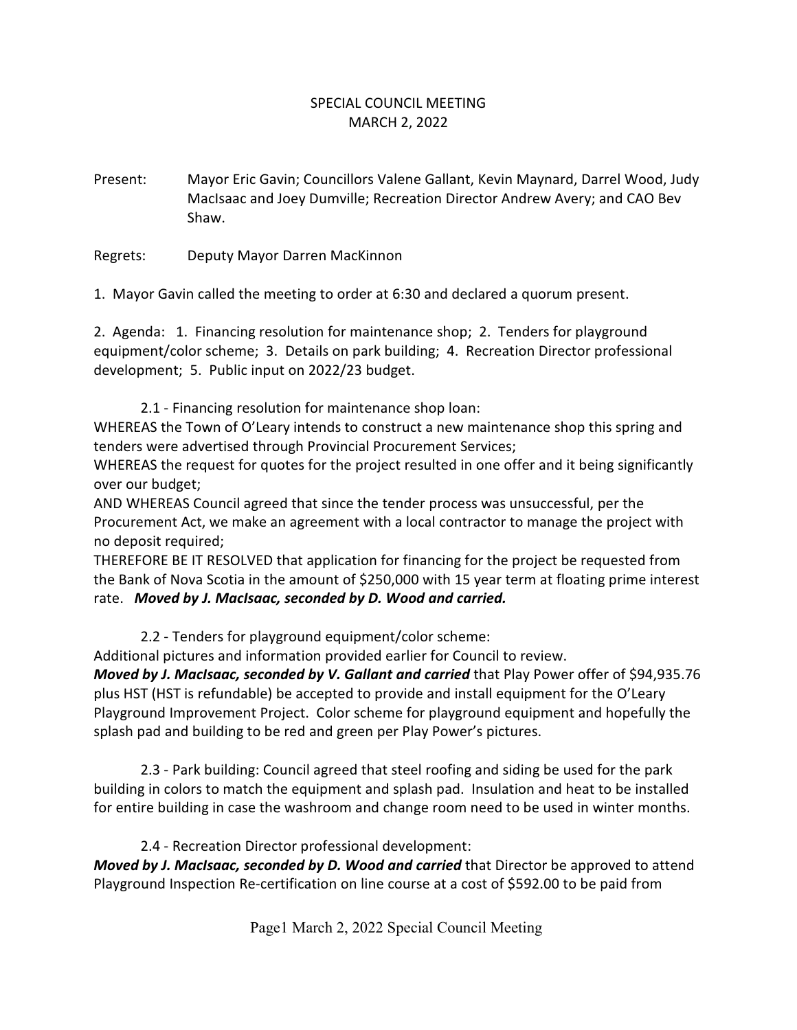# SPECIAL COUNCIL MEETING
# MARCH 2, 2022

Present: Mayor Eric Gavin; Councillors Valene Gallant, Kevin Maynard, Darrel Wood, Judy MacIsaac and Joey Dumville; Recreation Director Andrew Avery; and CAO Bev Shaw.

Regrets: Deputy Mayor Darren MacKinnon

1. Mayor Gavin called the meeting to order at 6:30 and declared a quorum present.

2. Agenda: 1. Financing resolution for maintenance shop; 2. Tenders for playground equipment/color scheme; 3. Details on park building; 4. Recreation Director professional development; 5. Public input on 2022/23 budget.

2.1 - Financing resolution for maintenance shop loan:

WHEREAS the Town of O'Leary intends to construct a new maintenance shop this spring and tenders were advertised through Provincial Procurement Services;

WHEREAS the request for quotes for the project resulted in one offer and it being significantly over our budget;

AND WHEREAS Council agreed that since the tender process was unsuccessful, per the Procurement Act, we make an agreement with a local contractor to manage the project with no deposit required;

THEREFORE BE IT RESOLVED that application for financing for the project be requested from the Bank of Nova Scotia in the amount of $250,000 with 15 year term at floating prime interest rate. ***Moved by J. MacIsaac, seconded by D. Wood and carried.***

2.2 - Tenders for playground equipment/color scheme:

Additional pictures and information provided earlier for Council to review.

***Moved by J. MacIsaac, seconded by V. Gallant and carried*** that Play Power offer of $94,935.76 plus HST (HST is refundable) be accepted to provide and install equipment for the O'Leary Playground Improvement Project. Color scheme for playground equipment and hopefully the splash pad and building to be red and green per Play Power's pictures.

2.3 - Park building: Council agreed that steel roofing and siding be used for the park building in colors to match the equipment and splash pad. Insulation and heat to be installed for entire building in case the washroom and change room need to be used in winter months.

2.4 - Recreation Director professional development:

***Moved by J. MacIsaac, seconded by D. Wood and carried*** that Director be approved to attend Playground Inspection Re-certification on line course at a cost of $592.00 to be paid from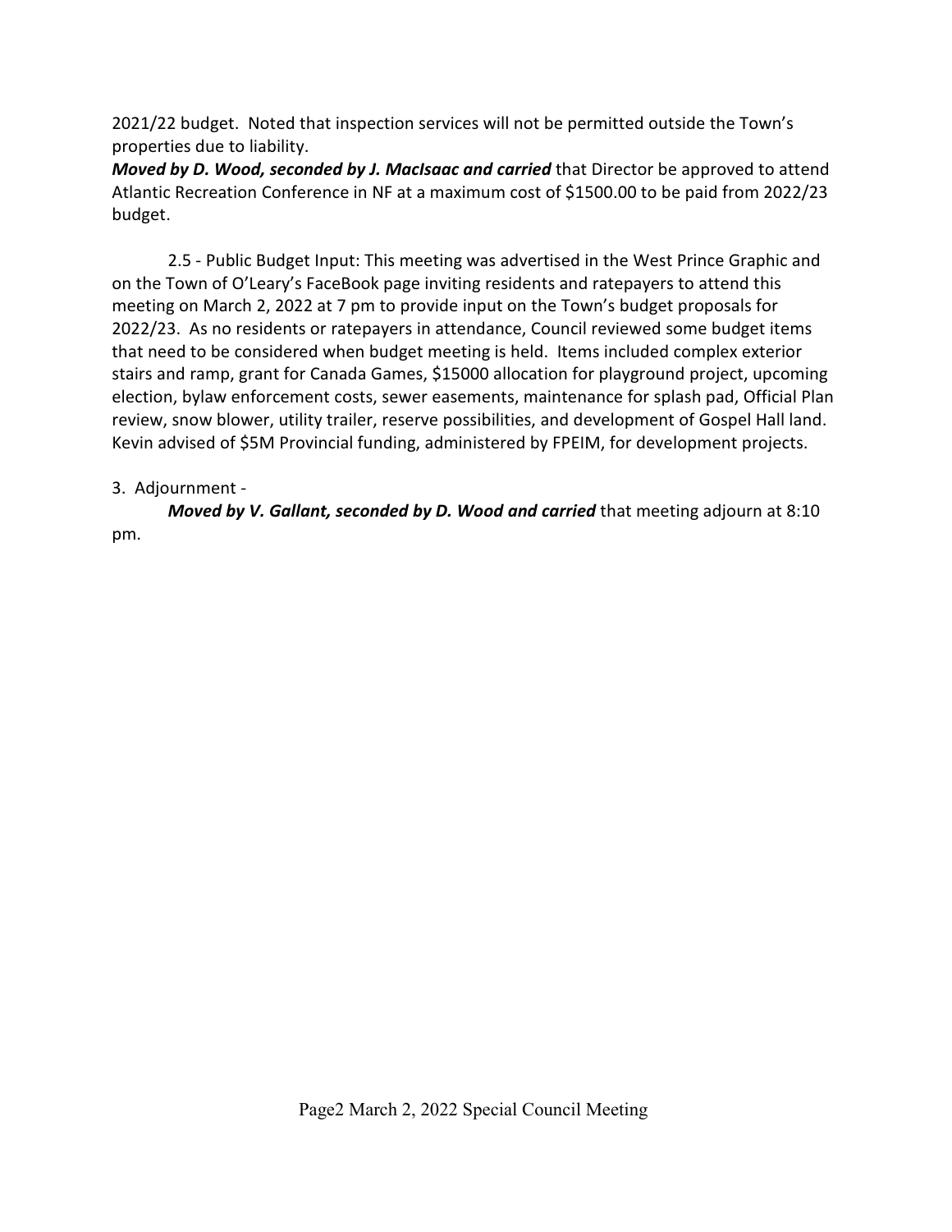2021/22 budget. Noted that inspection services will not be permitted outside the Town's properties due to liability.

***Moved by D. Wood, seconded by J. MacIsaac and carried*** that Director be approved to attend Atlantic Recreation Conference in NF at a maximum cost of $1500.00 to be paid from 2022/23 budget.

2.5 - Public Budget Input: This meeting was advertised in the West Prince Graphic and on the Town of O'Leary's FaceBook page inviting residents and ratepayers to attend this meeting on March 2, 2022 at 7 pm to provide input on the Town's budget proposals for 2022/23. As no residents or ratepayers in attendance, Council reviewed some budget items that need to be considered when budget meeting is held. Items included complex exterior stairs and ramp, grant for Canada Games, $15000 allocation for playground project, upcoming election, bylaw enforcement costs, sewer easements, maintenance for splash pad, Official Plan review, snow blower, utility trailer, reserve possibilities, and development of Gospel Hall land. Kevin advised of $5M Provincial funding, administered by FPEIM, for development projects.

3. Adjournment -

***Moved by V. Gallant, seconded by D. Wood and carried*** that meeting adjourn at 8:10 pm.